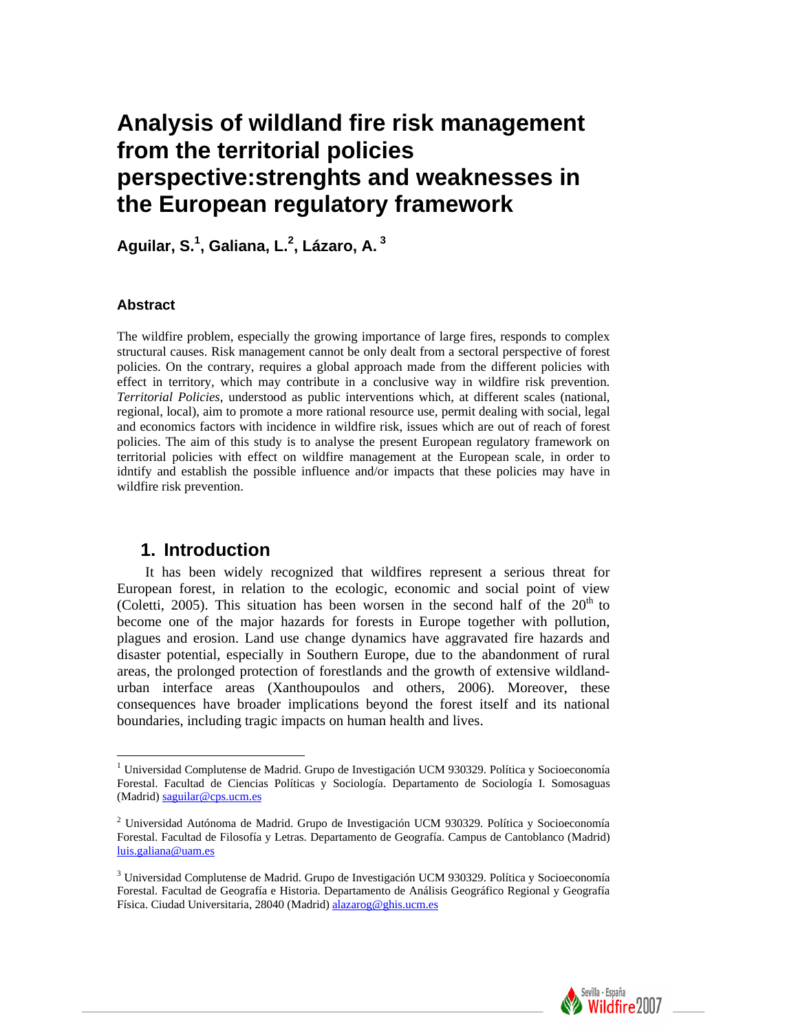# Analysis of wildland fire risk management from the territorial policies perspective:strenghts and weaknesses in the European regulatory framework

**Aguilar, S.[1], Galiana, L.[2], Lázaro, A.[3]**

### Abstract

The wildfire problem, especially the growing importance of large fires, responds to complex structural causes. Risk management cannot be only dealt from a sectoral perspective of forest policies. On the contrary, requires a global approach made from the different policies with effect in territory, which may contribute in a conclusive way in wildfire risk prevention. *Territorial Policies*, understood as public interventions which, at different scales (national, regional, local), aim to promote a more rational resource use, permit dealing with social, legal and economics factors with incidence in wildfire risk, issues which are out of reach of forest policies. The aim of this study is to analyse the present European regulatory framework on territorial policies with effect on wildfire management at the European scale, in order to idntify and establish the possible influence and/or impacts that these policies may have in wildfire risk prevention.

## 1. Introduction

It has been widely recognized that wildfires represent a serious threat for European forest, in relation to the ecologic, economic and social point of view (Coletti, 2005). This situation has been worsen in the second half of the 20th to become one of the major hazards for forests in Europe together with pollution, plagues and erosion. Land use change dynamics have aggravated fire hazards and disaster potential, especially in Southern Europe, due to the abandonment of rural areas, the prolonged protection of forestlands and the growth of extensive wildland-urban interface areas (Xanthoupoulos and others, 2006). Moreover, these consequences have broader implications beyond the forest itself and its national boundaries, including tragic impacts on human health and lives.

---

[1] Universidad Complutense de Madrid. Grupo de Investigación UCM 930329. Política y Socioeconomía Forestal. Facultad de Ciencias Políticas y Sociología. Departamento de Sociología I. Somosaguas (Madrid) saguilar@cps.ucm.es

[2] Universidad Autónoma de Madrid. Grupo de Investigación UCM 930329. Política y Socioeconomía Forestal. Facultad de Filosofía y Letras. Departamento de Geografía. Campus de Cantoblanco (Madrid) luis.galiana@uam.es

[3] Universidad Complutense de Madrid. Grupo de Investigación UCM 930329. Política y Socioeconomía Forestal. Facultad de Geografía e Historia. Departamento de Análisis Geográfico Regional y Geografía Física. Ciudad Universitaria, 28040 (Madrid) alazarog@ghis.ucm.es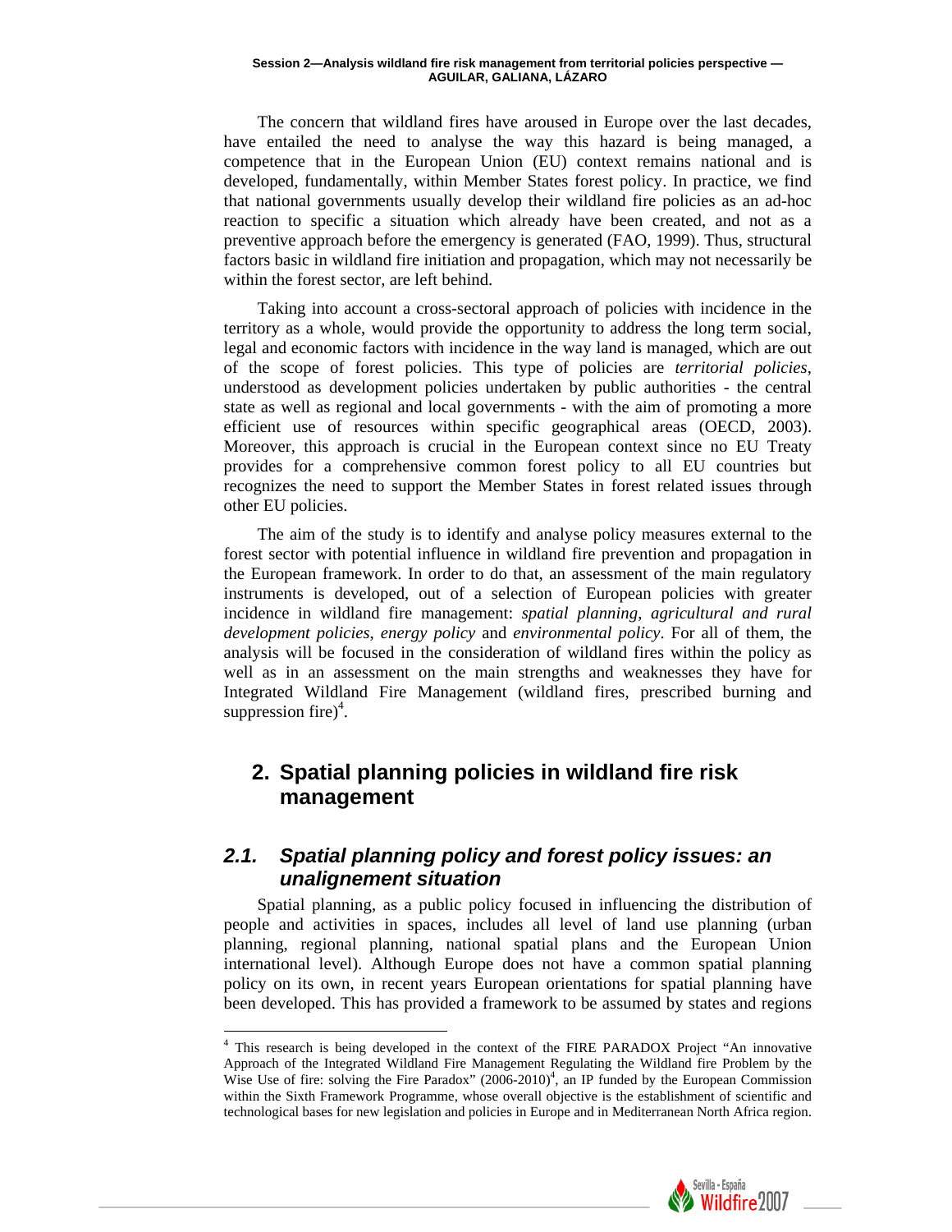The concern that wildland fires have aroused in Europe over the last decades, have entailed the need to analyse the way this hazard is being managed, a competence that in the European Union (EU) context remains national and is developed, fundamentally, within Member States forest policy. In practice, we find that national governments usually develop their wildland fire policies as an ad-hoc reaction to specific a situation which already have been created, and not as a preventive approach before the emergency is generated (FAO, 1999). Thus, structural factors basic in wildland fire initiation and propagation, which may not necessarily be within the forest sector, are left behind.

Taking into account a cross-sectoral approach of policies with incidence in the territory as a whole, would provide the opportunity to address the long term social, legal and economic factors with incidence in the way land is managed, which are out of the scope of forest policies. This type of policies are *territorial policies*, understood as development policies undertaken by public authorities - the central state as well as regional and local governments - with the aim of promoting a more efficient use of resources within specific geographical areas (OECD, 2003). Moreover, this approach is crucial in the European context since no EU Treaty provides for a comprehensive common forest policy to all EU countries but recognizes the need to support the Member States in forest related issues through other EU policies.

The aim of the study is to identify and analyse policy measures external to the forest sector with potential influence in wildland fire prevention and propagation in the European framework. In order to do that, an assessment of the main regulatory instruments is developed, out of a selection of European policies with greater incidence in wildland fire management: *spatial planning, agricultural and rural development policies*, *energy policy* and *environmental policy*. For all of them, the analysis will be focused in the consideration of wildland fires within the policy as well as in an assessment on the main strengths and weaknesses they have for Integrated Wildland Fire Management (wildland fires, prescribed burning and suppression fire)[4].

## 2. Spatial planning policies in wildland fire risk management

### *2.1. Spatial planning policy and forest policy issues: an unalignement situation*

Spatial planning, as a public policy focused in influencing the distribution of people and activities in spaces, includes all level of land use planning (urban planning, regional planning, national spatial plans and the European Union international level). Although Europe does not have a common spatial planning policy on its own, in recent years European orientations for spatial planning have been developed. This has provided a framework to be assumed by states and regions

---

[4] This research is being developed in the context of the FIRE PARADOX Project "An innovative Approach of the Integrated Wildland Fire Management Regulating the Wildland fire Problem by the Wise Use of fire: solving the Fire Paradox" (2006-2010)[4], an IP funded by the European Commission within the Sixth Framework Programme, whose overall objective is the establishment of scientific and technological bases for new legislation and policies in Europe and in Mediterranean North Africa region.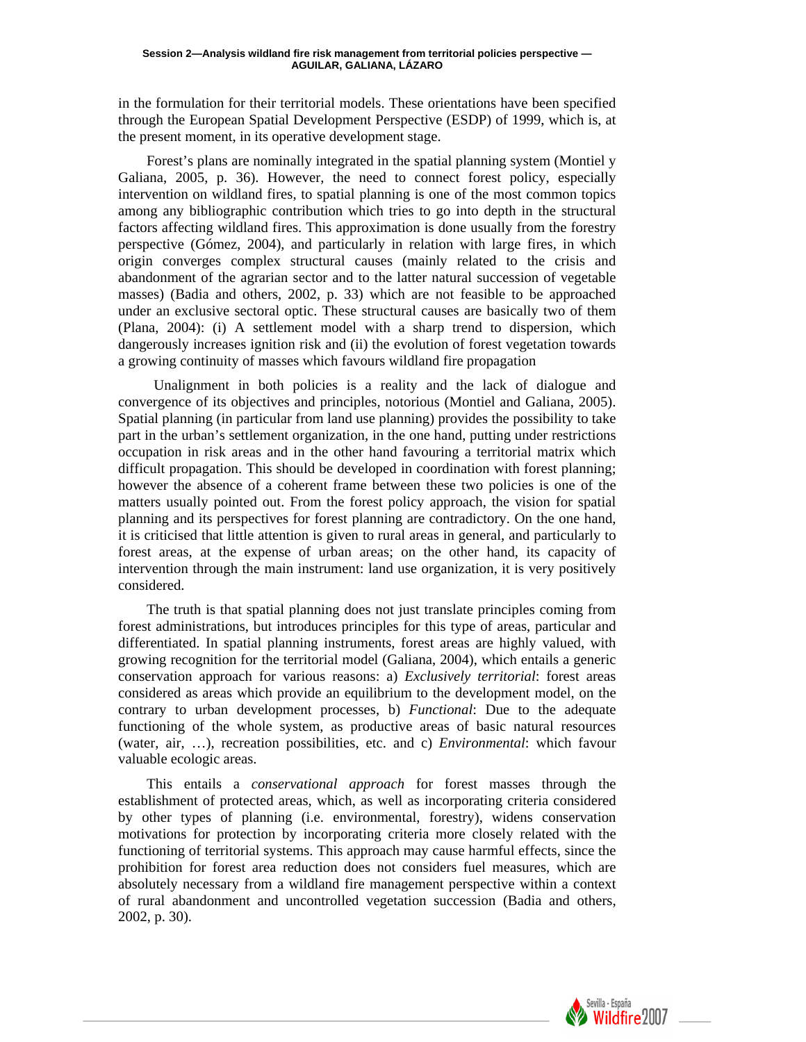in the formulation for their territorial models. These orientations have been specified through the European Spatial Development Perspective (ESDP) of 1999, which is, at the present moment, in its operative development stage.

Forest's plans are nominally integrated in the spatial planning system (Montiel y Galiana, 2005, p. 36). However, the need to connect forest policy, especially intervention on wildland fires, to spatial planning is one of the most common topics among any bibliographic contribution which tries to go into depth in the structural factors affecting wildland fires. This approximation is done usually from the forestry perspective (Gómez, 2004), and particularly in relation with large fires, in which origin converges complex structural causes (mainly related to the crisis and abandonment of the agrarian sector and to the latter natural succession of vegetable masses) (Badia and others, 2002, p. 33) which are not feasible to be approached under an exclusive sectoral optic. These structural causes are basically two of them (Plana, 2004): (i) A settlement model with a sharp trend to dispersion, which dangerously increases ignition risk and (ii) the evolution of forest vegetation towards a growing continuity of masses which favours wildland fire propagation

Unalignment in both policies is a reality and the lack of dialogue and convergence of its objectives and principles, notorious (Montiel and Galiana, 2005). Spatial planning (in particular from land use planning) provides the possibility to take part in the urban's settlement organization, in the one hand, putting under restrictions occupation in risk areas and in the other hand favouring a territorial matrix which difficult propagation. This should be developed in coordination with forest planning; however the absence of a coherent frame between these two policies is one of the matters usually pointed out. From the forest policy approach, the vision for spatial planning and its perspectives for forest planning are contradictory. On the one hand, it is criticised that little attention is given to rural areas in general, and particularly to forest areas, at the expense of urban areas; on the other hand, its capacity of intervention through the main instrument: land use organization, it is very positively considered.

The truth is that spatial planning does not just translate principles coming from forest administrations, but introduces principles for this type of areas, particular and differentiated. In spatial planning instruments, forest areas are highly valued, with growing recognition for the territorial model (Galiana, 2004), which entails a generic conservation approach for various reasons: a) *Exclusively territorial*: forest areas considered as areas which provide an equilibrium to the development model, on the contrary to urban development processes, b) *Functional*: Due to the adequate functioning of the whole system, as productive areas of basic natural resources (water, air, …), recreation possibilities, etc. and c) *Environmental*: which favour valuable ecologic areas.

This entails a *conservational approach* for forest masses through the establishment of protected areas, which, as well as incorporating criteria considered by other types of planning (i.e. environmental, forestry), widens conservation motivations for protection by incorporating criteria more closely related with the functioning of territorial systems. This approach may cause harmful effects, since the prohibition for forest area reduction does not considers fuel measures, which are absolutely necessary from a wildland fire management perspective within a context of rural abandonment and uncontrolled vegetation succession (Badia and others, 2002, p. 30).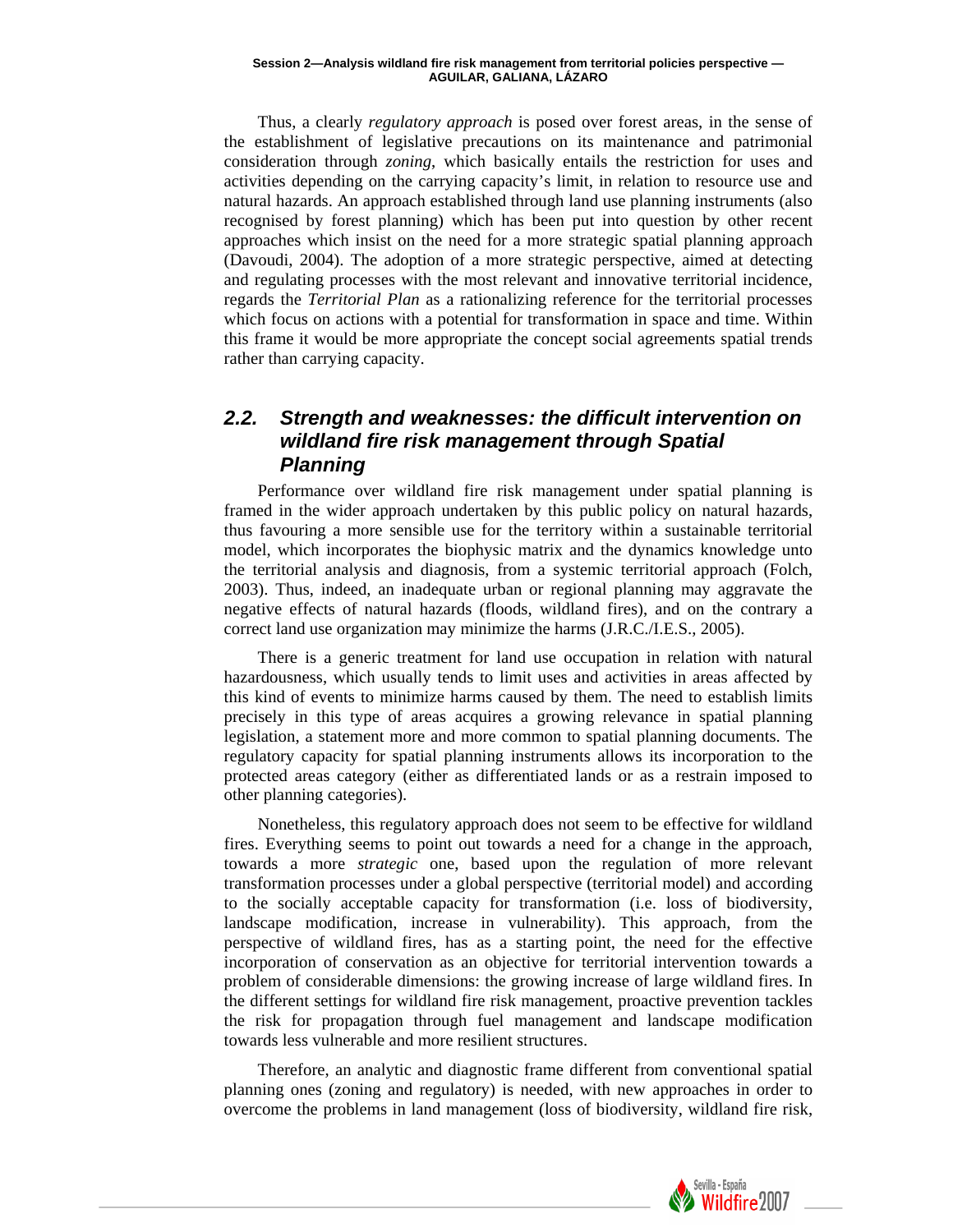Thus, a clearly *regulatory approach* is posed over forest areas, in the sense of the establishment of legislative precautions on its maintenance and patrimonial consideration through *zoning*, which basically entails the restriction for uses and activities depending on the carrying capacity's limit, in relation to resource use and natural hazards. An approach established through land use planning instruments (also recognised by forest planning) which has been put into question by other recent approaches which insist on the need for a more strategic spatial planning approach (Davoudi, 2004). The adoption of a more strategic perspective, aimed at detecting and regulating processes with the most relevant and innovative territorial incidence, regards the *Territorial Plan* as a rationalizing reference for the territorial processes which focus on actions with a potential for transformation in space and time. Within this frame it would be more appropriate the concept social agreements spatial trends rather than carrying capacity.

## 2.2. Strength and weaknesses: the difficult intervention on wildland fire risk management through Spatial Planning

Performance over wildland fire risk management under spatial planning is framed in the wider approach undertaken by this public policy on natural hazards, thus favouring a more sensible use for the territory within a sustainable territorial model, which incorporates the biophysic matrix and the dynamics knowledge unto the territorial analysis and diagnosis, from a systemic territorial approach (Folch, 2003). Thus, indeed, an inadequate urban or regional planning may aggravate the negative effects of natural hazards (floods, wildland fires), and on the contrary a correct land use organization may minimize the harms (J.R.C./I.E.S., 2005).

There is a generic treatment for land use occupation in relation with natural hazardousness, which usually tends to limit uses and activities in areas affected by this kind of events to minimize harms caused by them. The need to establish limits precisely in this type of areas acquires a growing relevance in spatial planning legislation, a statement more and more common to spatial planning documents. The regulatory capacity for spatial planning instruments allows its incorporation to the protected areas category (either as differentiated lands or as a restrain imposed to other planning categories).

Nonetheless, this regulatory approach does not seem to be effective for wildland fires. Everything seems to point out towards a need for a change in the approach, towards a more *strategic* one, based upon the regulation of more relevant transformation processes under a global perspective (territorial model) and according to the socially acceptable capacity for transformation (i.e. loss of biodiversity, landscape modification, increase in vulnerability). This approach, from the perspective of wildland fires, has as a starting point, the need for the effective incorporation of conservation as an objective for territorial intervention towards a problem of considerable dimensions: the growing increase of large wildland fires. In the different settings for wildland fire risk management, proactive prevention tackles the risk for propagation through fuel management and landscape modification towards less vulnerable and more resilient structures.

Therefore, an analytic and diagnostic frame different from conventional spatial planning ones (zoning and regulatory) is needed, with new approaches in order to overcome the problems in land management (loss of biodiversity, wildland fire risk,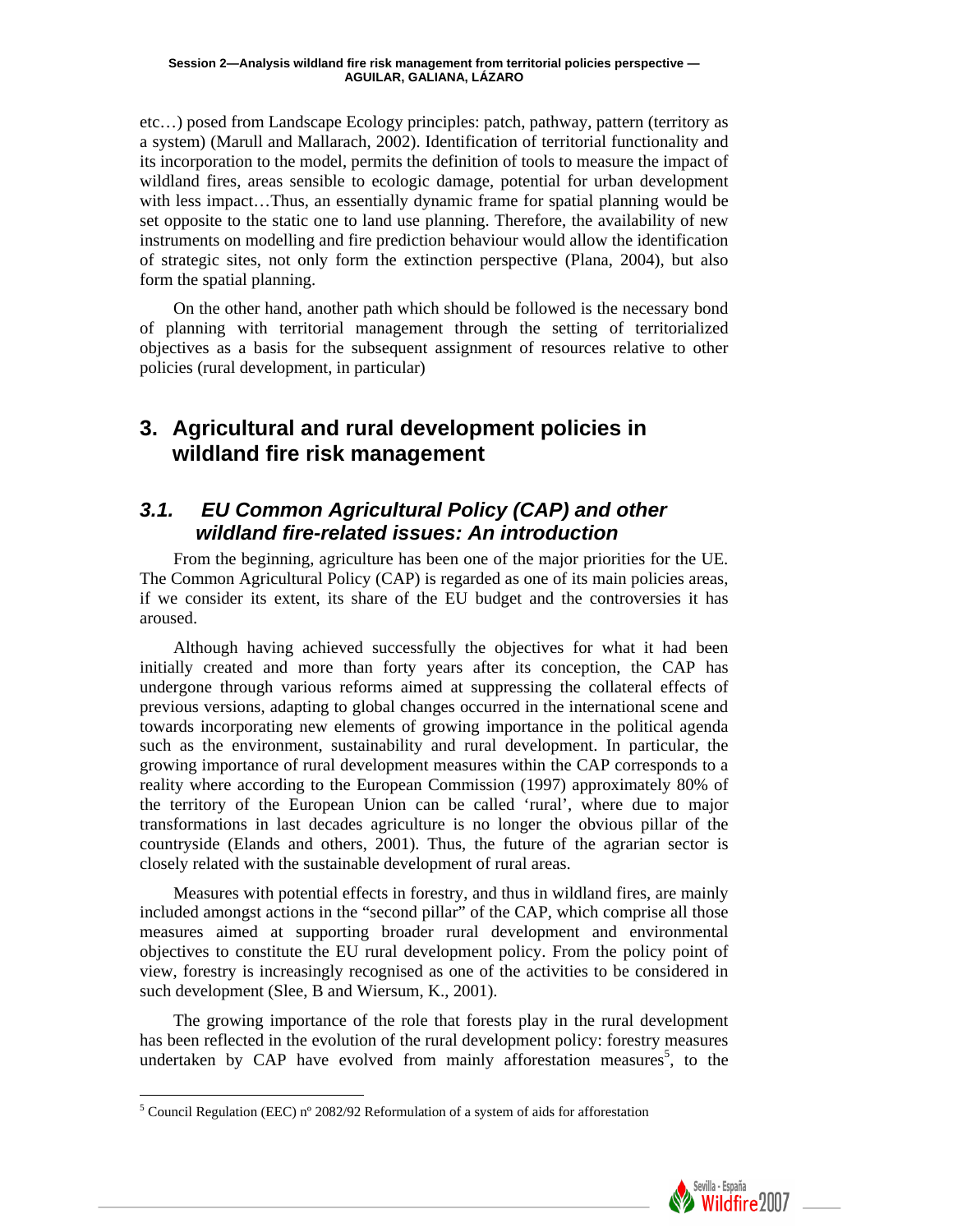etc…) posed from Landscape Ecology principles: patch, pathway, pattern (territory as a system) (Marull and Mallarach, 2002). Identification of territorial functionality and its incorporation to the model, permits the definition of tools to measure the impact of wildland fires, areas sensible to ecologic damage, potential for urban development with less impact…Thus, an essentially dynamic frame for spatial planning would be set opposite to the static one to land use planning. Therefore, the availability of new instruments on modelling and fire prediction behaviour would allow the identification of strategic sites, not only form the extinction perspective (Plana, 2004), but also form the spatial planning.

On the other hand, another path which should be followed is the necessary bond of planning with territorial management through the setting of territorialized objectives as a basis for the subsequent assignment of resources relative to other policies (rural development, in particular)

# 3. Agricultural and rural development policies in wildland fire risk management

## *3.1. EU Common Agricultural Policy (CAP) and other wildland fire-related issues: An introduction*

From the beginning, agriculture has been one of the major priorities for the UE. The Common Agricultural Policy (CAP) is regarded as one of its main policies areas, if we consider its extent, its share of the EU budget and the controversies it has aroused.

Although having achieved successfully the objectives for what it had been initially created and more than forty years after its conception, the CAP has undergone through various reforms aimed at suppressing the collateral effects of previous versions, adapting to global changes occurred in the international scene and towards incorporating new elements of growing importance in the political agenda such as the environment, sustainability and rural development. In particular, the growing importance of rural development measures within the CAP corresponds to a reality where according to the European Commission (1997) approximately 80% of the territory of the European Union can be called 'rural', where due to major transformations in last decades agriculture is no longer the obvious pillar of the countryside (Elands and others, 2001). Thus, the future of the agrarian sector is closely related with the sustainable development of rural areas.

Measures with potential effects in forestry, and thus in wildland fires, are mainly included amongst actions in the "second pillar" of the CAP, which comprise all those measures aimed at supporting broader rural development and environmental objectives to constitute the EU rural development policy. From the policy point of view, forestry is increasingly recognised as one of the activities to be considered in such development (Slee, B and Wiersum, K., 2001).

The growing importance of the role that forests play in the rural development has been reflected in the evolution of the rural development policy: forestry measures undertaken by CAP have evolved from mainly afforestation measures[5], to the

[5] Council Regulation (EEC) nº 2082/92 Reformulation of a system of aids for afforestation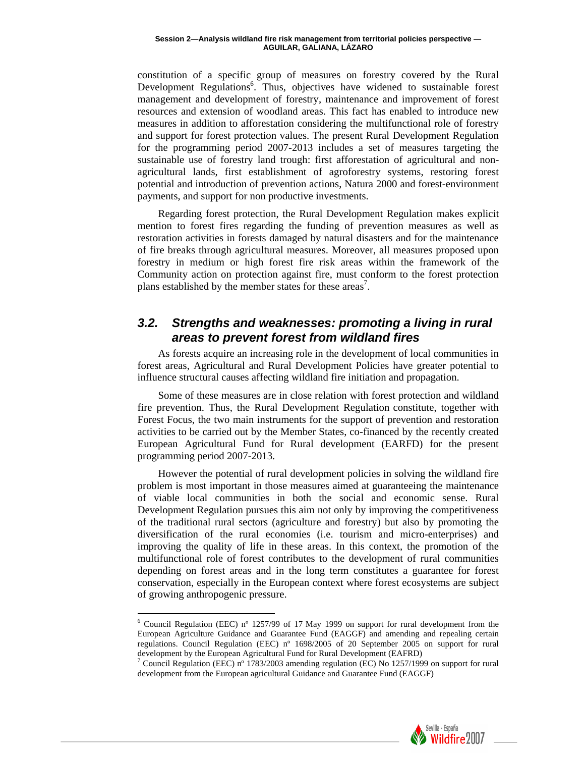constitution of a specific group of measures on forestry covered by the Rural Development Regulations[6]. Thus, objectives have widened to sustainable forest management and development of forestry, maintenance and improvement of forest resources and extension of woodland areas. This fact has enabled to introduce new measures in addition to afforestation considering the multifunctional role of forestry and support for forest protection values. The present Rural Development Regulation for the programming period 2007-2013 includes a set of measures targeting the sustainable use of forestry land trough: first afforestation of agricultural and non-agricultural lands, first establishment of agroforestry systems, restoring forest potential and introduction of prevention actions, Natura 2000 and forest-environment payments, and support for non productive investments.

Regarding forest protection, the Rural Development Regulation makes explicit mention to forest fires regarding the funding of prevention measures as well as restoration activities in forests damaged by natural disasters and for the maintenance of fire breaks through agricultural measures. Moreover, all measures proposed upon forestry in medium or high forest fire risk areas within the framework of the Community action on protection against fire, must conform to the forest protection plans established by the member states for these areas[7].

## *3.2. Strengths and weaknesses: promoting a living in rural areas to prevent forest from wildland fires*

As forests acquire an increasing role in the development of local communities in forest areas, Agricultural and Rural Development Policies have greater potential to influence structural causes affecting wildland fire initiation and propagation.

Some of these measures are in close relation with forest protection and wildland fire prevention. Thus, the Rural Development Regulation constitute, together with Forest Focus, the two main instruments for the support of prevention and restoration activities to be carried out by the Member States, co-financed by the recently created European Agricultural Fund for Rural development (EARFD) for the present programming period 2007-2013.

However the potential of rural development policies in solving the wildland fire problem is most important in those measures aimed at guaranteeing the maintenance of viable local communities in both the social and economic sense. Rural Development Regulation pursues this aim not only by improving the competitiveness of the traditional rural sectors (agriculture and forestry) but also by promoting the diversification of the rural economies (i.e. tourism and micro-enterprises) and improving the quality of life in these areas. In this context, the promotion of the multifunctional role of forest contributes to the development of rural communities depending on forest areas and in the long term constitutes a guarantee for forest conservation, especially in the European context where forest ecosystems are subject of growing anthropogenic pressure.

---

[6] Council Regulation (EEC) nº 1257/99 of 17 May 1999 on support for rural development from the European Agriculture Guidance and Guarantee Fund (EAGGF) and amending and repealing certain regulations. Council Regulation (EEC) nº 1698/2005 of 20 September 2005 on support for rural development by the European Agricultural Fund for Rural Development (EAFRD)

[7] Council Regulation (EEC) nº 1783/2003 amending regulation (EC) No 1257/1999 on support for rural development from the European agricultural Guidance and Guarantee Fund (EAGGF)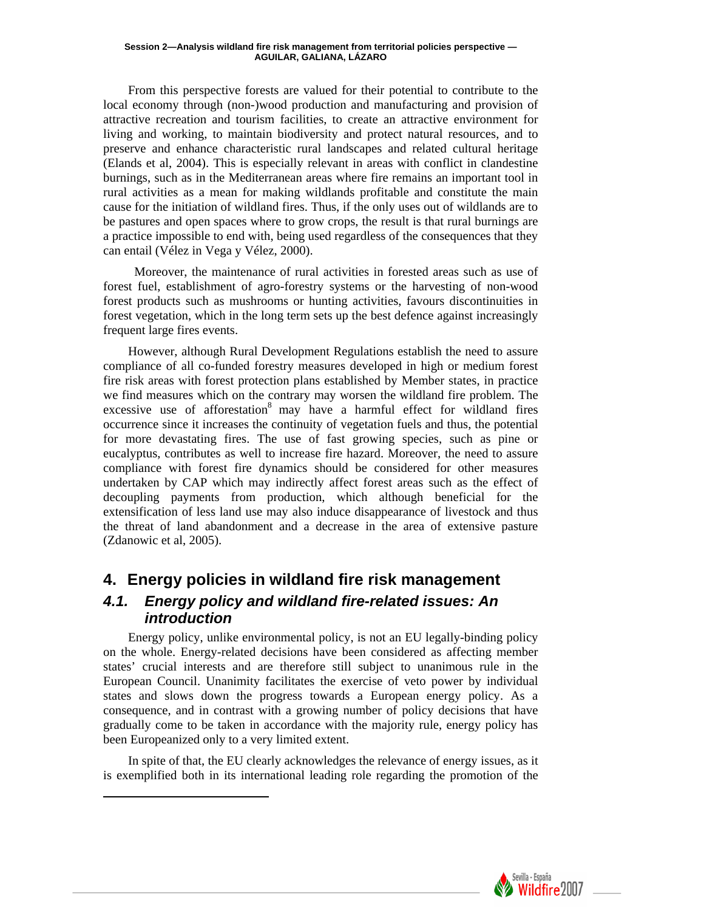From this perspective forests are valued for their potential to contribute to the local economy through (non-)wood production and manufacturing and provision of attractive recreation and tourism facilities, to create an attractive environment for living and working, to maintain biodiversity and protect natural resources, and to preserve and enhance characteristic rural landscapes and related cultural heritage (Elands et al, 2004). This is especially relevant in areas with conflict in clandestine burnings, such as in the Mediterranean areas where fire remains an important tool in rural activities as a mean for making wildlands profitable and constitute the main cause for the initiation of wildland fires. Thus, if the only uses out of wildlands are to be pastures and open spaces where to grow crops, the result is that rural burnings are a practice impossible to end with, being used regardless of the consequences that they can entail (Vélez in Vega y Vélez, 2000).

Moreover, the maintenance of rural activities in forested areas such as use of forest fuel, establishment of agro-forestry systems or the harvesting of non-wood forest products such as mushrooms or hunting activities, favours discontinuities in forest vegetation, which in the long term sets up the best defence against increasingly frequent large fires events.

However, although Rural Development Regulations establish the need to assure compliance of all co-funded forestry measures developed in high or medium forest fire risk areas with forest protection plans established by Member states, in practice we find measures which on the contrary may worsen the wildland fire problem. The excessive use of afforestation[8] may have a harmful effect for wildland fires occurrence since it increases the continuity of vegetation fuels and thus, the potential for more devastating fires. The use of fast growing species, such as pine or eucalyptus, contributes as well to increase fire hazard. Moreover, the need to assure compliance with forest fire dynamics should be considered for other measures undertaken by CAP which may indirectly affect forest areas such as the effect of decoupling payments from production, which although beneficial for the extensification of less land use may also induce disappearance of livestock and thus the threat of land abandonment and a decrease in the area of extensive pasture (Zdanowic et al, 2005).

## 4. Energy policies in wildland fire risk management

### *4.1. Energy policy and wildland fire-related issues: An introduction*

Energy policy, unlike environmental policy, is not an EU legally-binding policy on the whole. Energy-related decisions have been considered as affecting member states' crucial interests and are therefore still subject to unanimous rule in the European Council. Unanimity facilitates the exercise of veto power by individual states and slows down the progress towards a European energy policy. As a consequence, and in contrast with a growing number of policy decisions that have gradually come to be taken in accordance with the majority rule, energy policy has been Europeanized only to a very limited extent.

In spite of that, the EU clearly acknowledges the relevance of energy issues, as it is exemplified both in its international leading role regarding the promotion of the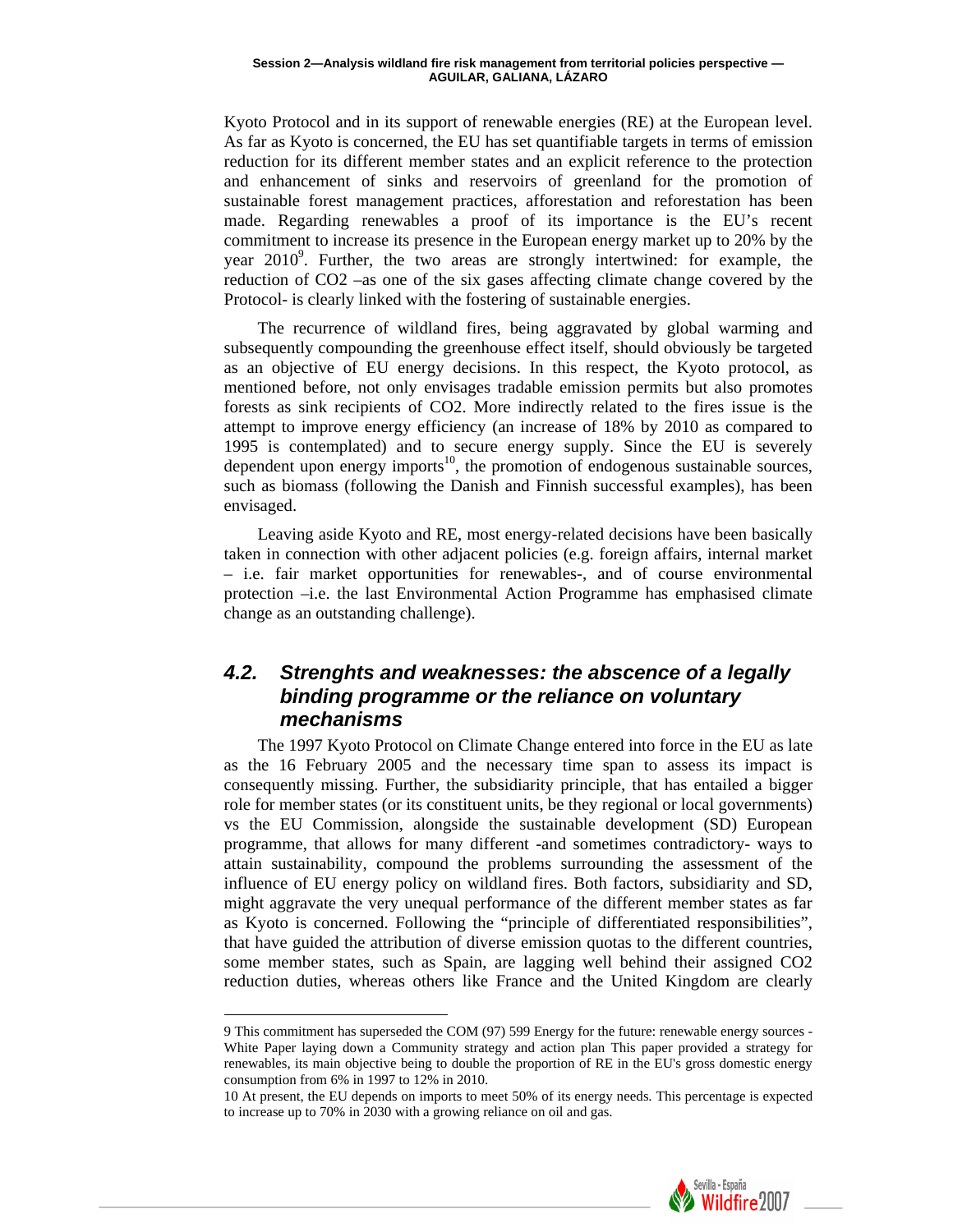Kyoto Protocol and in its support of renewable energies (RE) at the European level. As far as Kyoto is concerned, the EU has set quantifiable targets in terms of emission reduction for its different member states and an explicit reference to the protection and enhancement of sinks and reservoirs of greenland for the promotion of sustainable forest management practices, afforestation and reforestation has been made. Regarding renewables a proof of its importance is the EU's recent commitment to increase its presence in the European energy market up to 20% by the year 2010[9]. Further, the two areas are strongly intertwined: for example, the reduction of $CO_2$ –as one of the six gases affecting climate change covered by the Protocol- is clearly linked with the fostering of sustainable energies.

The recurrence of wildland fires, being aggravated by global warming and subsequently compounding the greenhouse effect itself, should obviously be targeted as an objective of EU energy decisions. In this respect, the Kyoto protocol, as mentioned before, not only envisages tradable emission permits but also promotes forests as sink recipients of $CO_2$. More indirectly related to the fires issue is the attempt to improve energy efficiency (an increase of 18% by 2010 as compared to 1995 is contemplated) and to secure energy supply. Since the EU is severely dependent upon energy imports[10], the promotion of endogenous sustainable sources, such as biomass (following the Danish and Finnish successful examples), has been envisaged.

Leaving aside Kyoto and RE, most energy-related decisions have been basically taken in connection with other adjacent policies (e.g. foreign affairs, internal market – i.e. fair market opportunities for renewables-, and of course environmental protection –i.e. the last Environmental Action Programme has emphasised climate change as an outstanding challenge).

## *4.2. Strenghts and weaknesses: the abscence of a legally binding programme or the reliance on voluntary mechanisms*

The 1997 Kyoto Protocol on Climate Change entered into force in the EU as late as the 16 February 2005 and the necessary time span to assess its impact is consequently missing. Further, the subsidiarity principle, that has entailed a bigger role for member states (or its constituent units, be they regional or local governments) vs the EU Commission, alongside the sustainable development (SD) European programme, that allows for many different -and sometimes contradictory- ways to attain sustainability, compound the problems surrounding the assessment of the influence of EU energy policy on wildland fires. Both factors, subsidiarity and SD, might aggravate the very unequal performance of the different member states as far as Kyoto is concerned. Following the "principle of differentiated responsibilities", that have guided the attribution of diverse emission quotas to the different countries, some member states, such as Spain, are lagging well behind their assigned $CO_2$ reduction duties, whereas others like France and the United Kingdom are clearly

9 This commitment has superseded the COM (97) 599 Energy for the future: renewable energy sources - White Paper laying down a Community strategy and action plan This paper provided a strategy for renewables, its main objective being to double the proportion of RE in the EU's gross domestic energy consumption from 6% in 1997 to 12% in 2010.

10 At present, the EU depends on imports to meet 50% of its energy needs. This percentage is expected to increase up to 70% in 2030 with a growing reliance on oil and gas.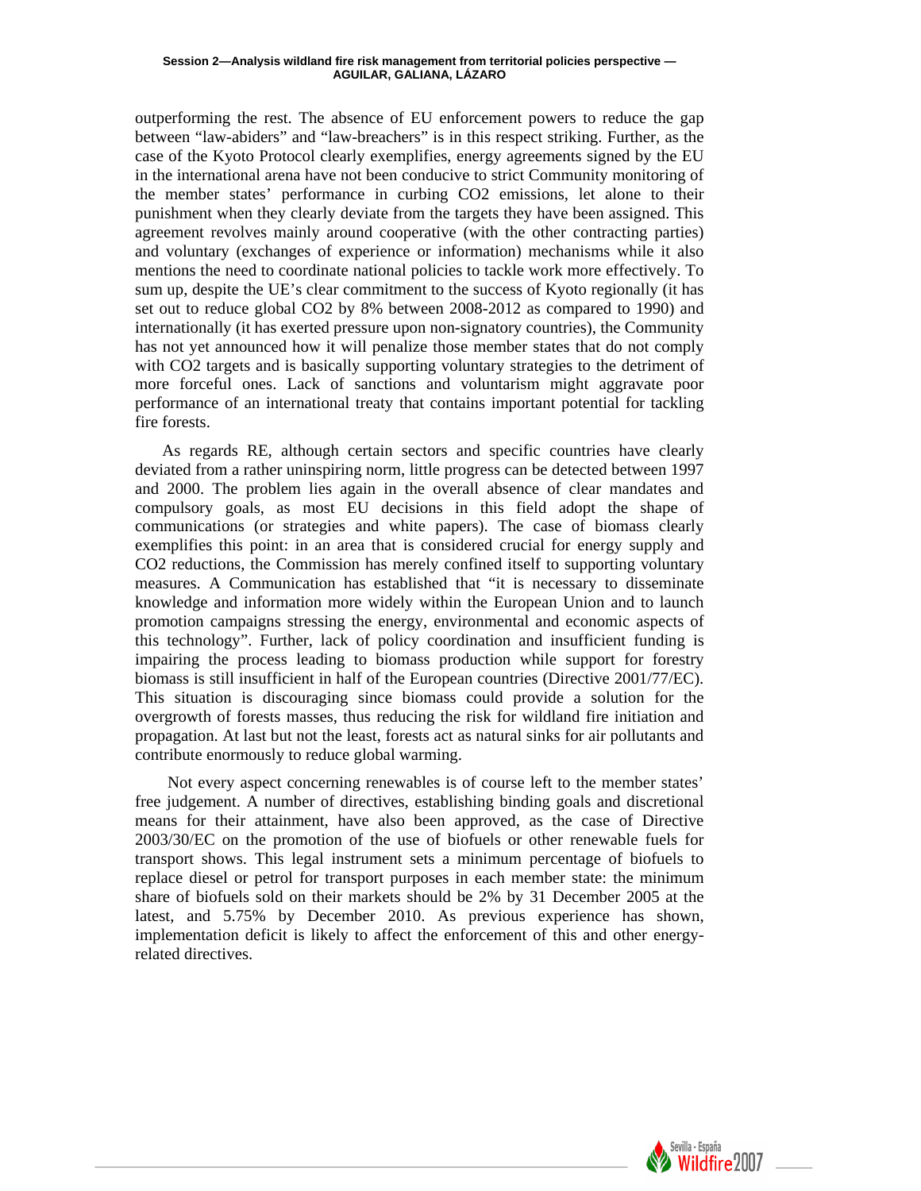outperforming the rest. The absence of EU enforcement powers to reduce the gap between "law-abiders" and "law-breachers" is in this respect striking. Further, as the case of the Kyoto Protocol clearly exemplifies, energy agreements signed by the EU in the international arena have not been conducive to strict Community monitoring of the member states' performance in curbing $CO_2$ emissions, let alone to their punishment when they clearly deviate from the targets they have been assigned. This agreement revolves mainly around cooperative (with the other contracting parties) and voluntary (exchanges of experience or information) mechanisms while it also mentions the need to coordinate national policies to tackle work more effectively. To sum up, despite the UE's clear commitment to the success of Kyoto regionally (it has set out to reduce global $CO_2$ by 8% between 2008-2012 as compared to 1990) and internationally (it has exerted pressure upon non-signatory countries), the Community has not yet announced how it will penalize those member states that do not comply with $CO_2$ targets and is basically supporting voluntary strategies to the detriment of more forceful ones. Lack of sanctions and voluntarism might aggravate poor performance of an international treaty that contains important potential for tackling fire forests.

As regards RE, although certain sectors and specific countries have clearly deviated from a rather uninspiring norm, little progress can be detected between 1997 and 2000. The problem lies again in the overall absence of clear mandates and compulsory goals, as most EU decisions in this field adopt the shape of communications (or strategies and white papers). The case of biomass clearly exemplifies this point: in an area that is considered crucial for energy supply and $CO_2$ reductions, the Commission has merely confined itself to supporting voluntary measures. A Communication has established that "it is necessary to disseminate knowledge and information more widely within the European Union and to launch promotion campaigns stressing the energy, environmental and economic aspects of this technology". Further, lack of policy coordination and insufficient funding is impairing the process leading to biomass production while support for forestry biomass is still insufficient in half of the European countries (Directive 2001/77/EC). This situation is discouraging since biomass could provide a solution for the overgrowth of forests masses, thus reducing the risk for wildland fire initiation and propagation. At last but not the least, forests act as natural sinks for air pollutants and contribute enormously to reduce global warming.

Not every aspect concerning renewables is of course left to the member states' free judgement. A number of directives, establishing binding goals and discretional means for their attainment, have also been approved, as the case of Directive 2003/30/EC on the promotion of the use of biofuels or other renewable fuels for transport shows. This legal instrument sets a minimum percentage of biofuels to replace diesel or petrol for transport purposes in each member state: the minimum share of biofuels sold on their markets should be 2% by 31 December 2005 at the latest, and 5.75% by December 2010. As previous experience has shown, implementation deficit is likely to affect the enforcement of this and other energy-related directives.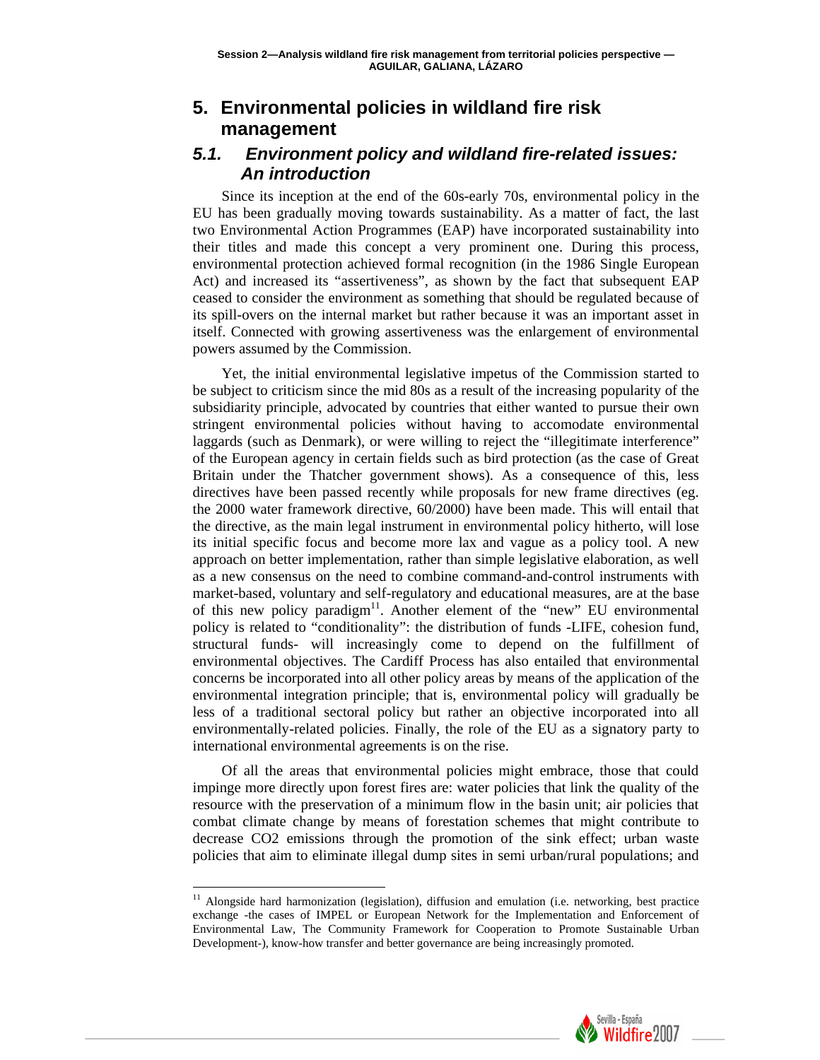## 5. Environmental policies in wildland fire risk management

### 5.1. Environment policy and wildland fire-related issues: An introduction

Since its inception at the end of the 60s-early 70s, environmental policy in the EU has been gradually moving towards sustainability. As a matter of fact, the last two Environmental Action Programmes (EAP) have incorporated sustainability into their titles and made this concept a very prominent one. During this process, environmental protection achieved formal recognition (in the 1986 Single European Act) and increased its "assertiveness", as shown by the fact that subsequent EAP ceased to consider the environment as something that should be regulated because of its spill-overs on the internal market but rather because it was an important asset in itself. Connected with growing assertiveness was the enlargement of environmental powers assumed by the Commission.

Yet, the initial environmental legislative impetus of the Commission started to be subject to criticism since the mid 80s as a result of the increasing popularity of the subsidiarity principle, advocated by countries that either wanted to pursue their own stringent environmental policies without having to accomodate environmental laggards (such as Denmark), or were willing to reject the "illegitimate interference" of the European agency in certain fields such as bird protection (as the case of Great Britain under the Thatcher government shows). As a consequence of this, less directives have been passed recently while proposals for new frame directives (eg. the 2000 water framework directive, 60/2000) have been made. This will entail that the directive, as the main legal instrument in environmental policy hitherto, will lose its initial specific focus and become more lax and vague as a policy tool. A new approach on better implementation, rather than simple legislative elaboration, as well as a new consensus on the need to combine command-and-control instruments with market-based, voluntary and self-regulatory and educational measures, are at the base of this new policy paradigm[11]. Another element of the "new" EU environmental policy is related to "conditionality": the distribution of funds -LIFE, cohesion fund, structural funds- will increasingly come to depend on the fulfillment of environmental objectives. The Cardiff Process has also entailed that environmental concerns be incorporated into all other policy areas by means of the application of the environmental integration principle; that is, environmental policy will gradually be less of a traditional sectoral policy but rather an objective incorporated into all environmentally-related policies. Finally, the role of the EU as a signatory party to international environmental agreements is on the rise.

Of all the areas that environmental policies might embrace, those that could impinge more directly upon forest fires are: water policies that link the quality of the resource with the preservation of a minimum flow in the basin unit; air policies that combat climate change by means of forestation schemes that might contribute to decrease CO2 emissions through the promotion of the sink effect; urban waste policies that aim to eliminate illegal dump sites in semi urban/rural populations; and

---

[11] Alongside hard harmonization (legislation), diffusion and emulation (i.e. networking, best practice exchange -the cases of IMPEL or European Network for the Implementation and Enforcement of Environmental Law, The Community Framework for Cooperation to Promote Sustainable Urban Development-), know-how transfer and better governance are being increasingly promoted.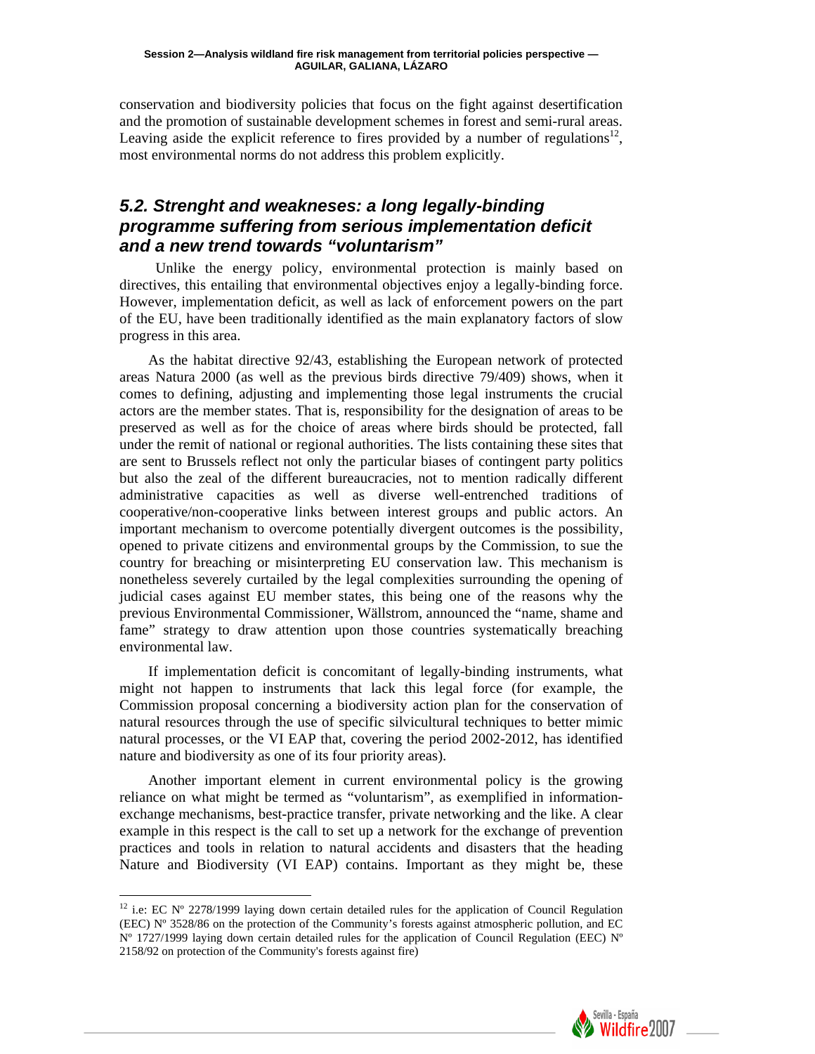conservation and biodiversity policies that focus on the fight against desertification and the promotion of sustainable development schemes in forest and semi-rural areas. Leaving aside the explicit reference to fires provided by a number of regulations[12], most environmental norms do not address this problem explicitly.

## *5.2. Strenght and weakneses: a long legally-binding programme suffering from serious implementation deficit and a new trend towards "voluntarism"*

Unlike the energy policy, environmental protection is mainly based on directives, this entailing that environmental objectives enjoy a legally-binding force. However, implementation deficit, as well as lack of enforcement powers on the part of the EU, have been traditionally identified as the main explanatory factors of slow progress in this area.

As the habitat directive 92/43, establishing the European network of protected areas Natura 2000 (as well as the previous birds directive 79/409) shows, when it comes to defining, adjusting and implementing those legal instruments the crucial actors are the member states. That is, responsibility for the designation of areas to be preserved as well as for the choice of areas where birds should be protected, fall under the remit of national or regional authorities. The lists containing these sites that are sent to Brussels reflect not only the particular biases of contingent party politics but also the zeal of the different bureaucracies, not to mention radically different administrative capacities as well as diverse well-entrenched traditions of cooperative/non-cooperative links between interest groups and public actors. An important mechanism to overcome potentially divergent outcomes is the possibility, opened to private citizens and environmental groups by the Commission, to sue the country for breaching or misinterpreting EU conservation law. This mechanism is nonetheless severely curtailed by the legal complexities surrounding the opening of judicial cases against EU member states, this being one of the reasons why the previous Environmental Commissioner, Wällstrom, announced the "name, shame and fame" strategy to draw attention upon those countries systematically breaching environmental law.

If implementation deficit is concomitant of legally-binding instruments, what might not happen to instruments that lack this legal force (for example, the Commission proposal concerning a biodiversity action plan for the conservation of natural resources through the use of specific silvicultural techniques to better mimic natural processes, or the VI EAP that, covering the period 2002-2012, has identified nature and biodiversity as one of its four priority areas).

Another important element in current environmental policy is the growing reliance on what might be termed as "voluntarism", as exemplified in information-exchange mechanisms, best-practice transfer, private networking and the like. A clear example in this respect is the call to set up a network for the exchange of prevention practices and tools in relation to natural accidents and disasters that the heading Nature and Biodiversity (VI EAP) contains. Important as they might be, these

---

[12] i.e: EC Nº 2278/1999 laying down certain detailed rules for the application of Council Regulation (EEC) Nº 3528/86 on the protection of the Community's forests against atmospheric pollution, and EC Nº 1727/1999 laying down certain detailed rules for the application of Council Regulation (EEC) Nº 2158/92 on protection of the Community's forests against fire)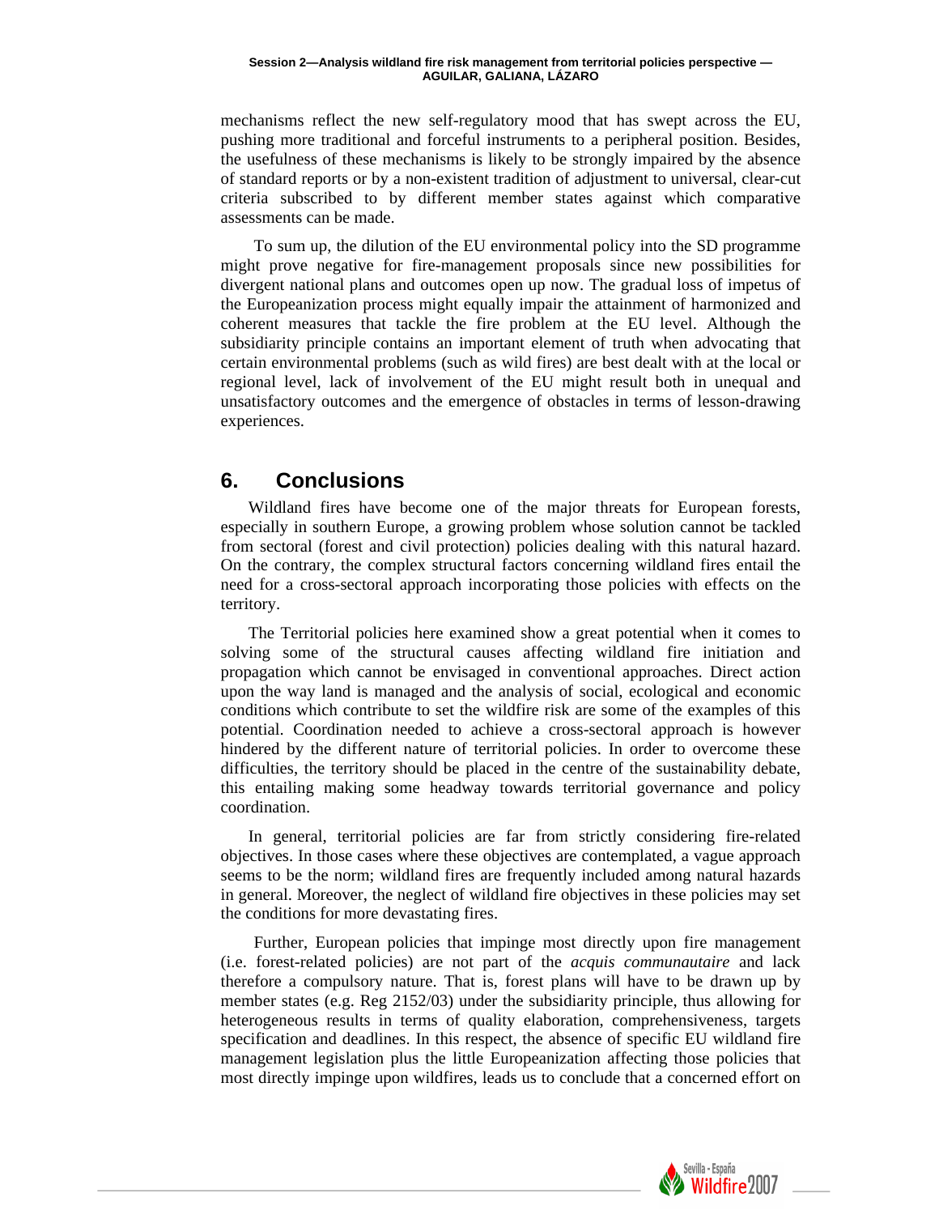mechanisms reflect the new self-regulatory mood that has swept across the EU, pushing more traditional and forceful instruments to a peripheral position. Besides, the usefulness of these mechanisms is likely to be strongly impaired by the absence of standard reports or by a non-existent tradition of adjustment to universal, clear-cut criteria subscribed to by different member states against which comparative assessments can be made.

To sum up, the dilution of the EU environmental policy into the SD programme might prove negative for fire-management proposals since new possibilities for divergent national plans and outcomes open up now. The gradual loss of impetus of the Europeanization process might equally impair the attainment of harmonized and coherent measures that tackle the fire problem at the EU level. Although the subsidiarity principle contains an important element of truth when advocating that certain environmental problems (such as wild fires) are best dealt with at the local or regional level, lack of involvement of the EU might result both in unequal and unsatisfactory outcomes and the emergence of obstacles in terms of lesson-drawing experiences.

## 6. Conclusions

Wildland fires have become one of the major threats for European forests, especially in southern Europe, a growing problem whose solution cannot be tackled from sectoral (forest and civil protection) policies dealing with this natural hazard. On the contrary, the complex structural factors concerning wildland fires entail the need for a cross-sectoral approach incorporating those policies with effects on the territory.

The Territorial policies here examined show a great potential when it comes to solving some of the structural causes affecting wildland fire initiation and propagation which cannot be envisaged in conventional approaches. Direct action upon the way land is managed and the analysis of social, ecological and economic conditions which contribute to set the wildfire risk are some of the examples of this potential. Coordination needed to achieve a cross-sectoral approach is however hindered by the different nature of territorial policies. In order to overcome these difficulties, the territory should be placed in the centre of the sustainability debate, this entailing making some headway towards territorial governance and policy coordination.

In general, territorial policies are far from strictly considering fire-related objectives. In those cases where these objectives are contemplated, a vague approach seems to be the norm; wildland fires are frequently included among natural hazards in general. Moreover, the neglect of wildland fire objectives in these policies may set the conditions for more devastating fires.

Further, European policies that impinge most directly upon fire management (i.e. forest-related policies) are not part of the *acquis communautaire* and lack therefore a compulsory nature. That is, forest plans will have to be drawn up by member states (e.g. Reg 2152/03) under the subsidiarity principle, thus allowing for heterogeneous results in terms of quality elaboration, comprehensiveness, targets specification and deadlines. In this respect, the absence of specific EU wildland fire management legislation plus the little Europeanization affecting those policies that most directly impinge upon wildfires, leads us to conclude that a concerned effort on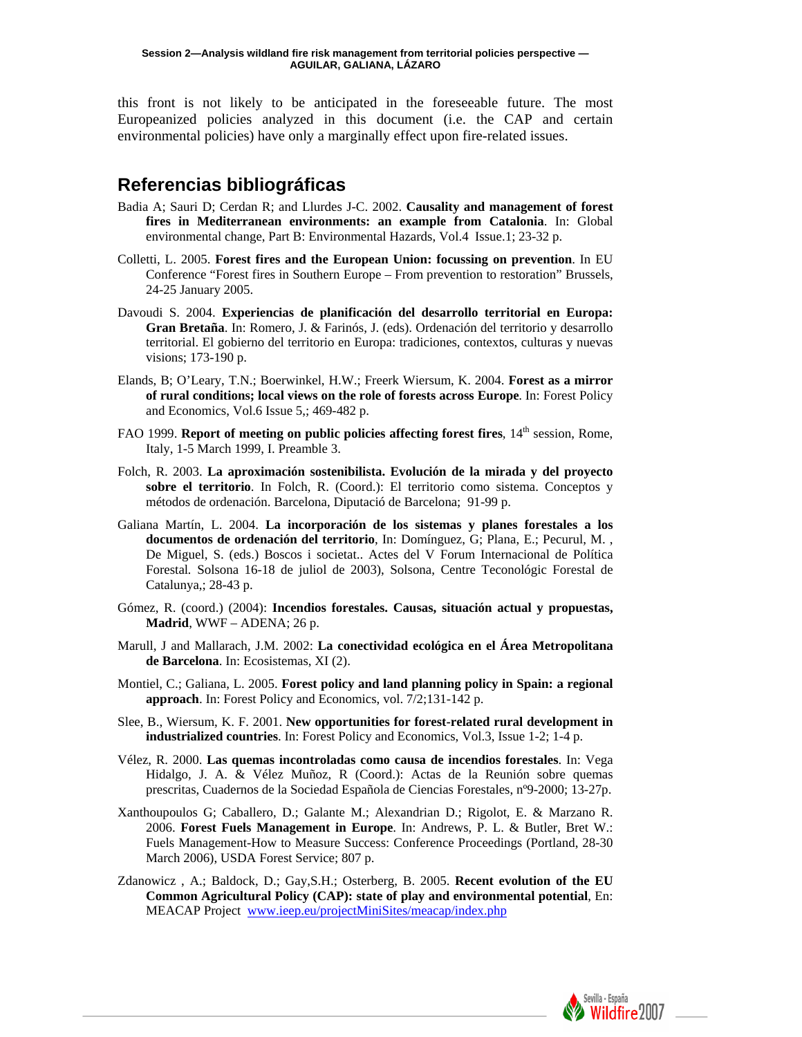this front is not likely to be anticipated in the foreseeable future. The most Europeanized policies analyzed in this document (i.e. the CAP and certain environmental policies) have only a marginally effect upon fire-related issues.

## Referencias bibliográficas

Badia A; Sauri D; Cerdan R; and Llurdes J-C. 2002. **Causality and management of forest fires in Mediterranean environments: an example from Catalonia**. In: Global environmental change, Part B: Environmental Hazards, Vol.4 Issue.1; 23-32 p.

Colletti, L. 2005. **Forest fires and the European Union: focussing on prevention**. In EU Conference "Forest fires in Southern Europe – From prevention to restoration" Brussels, 24-25 January 2005.

Davoudi S. 2004. **Experiencias de planificación del desarrollo territorial en Europa: Gran Bretaña**. In: Romero, J. & Farinós, J. (eds). Ordenación del territorio y desarrollo territorial. El gobierno del territorio en Europa: tradiciones, contextos, culturas y nuevas visions; 173-190 p.

Elands, B; O'Leary, T.N.; Boerwinkel, H.W.; Freerk Wiersum, K. 2004. **Forest as a mirror of rural conditions; local views on the role of forests across Europe**. In: Forest Policy and Economics, Vol.6 Issue 5,; 469-482 p.

FAO 1999. **Report of meeting on public policies affecting forest fires**, 14th session, Rome, Italy, 1-5 March 1999, I. Preamble 3.

Folch, R. 2003. **La aproximación sostenibilista. Evolución de la mirada y del proyecto sobre el territorio**. In Folch, R. (Coord.): El territorio como sistema. Conceptos y métodos de ordenación. Barcelona, Diputació de Barcelona; 91-99 p.

Galiana Martín, L. 2004. **La incorporación de los sistemas y planes forestales a los documentos de ordenación del territorio**, In: Domínguez, G; Plana, E.; Pecurul, M. , De Miguel, S. (eds.) Boscos i societat.. Actes del V Forum Internacional de Política Forestal. Solsona 16-18 de juliol de 2003), Solsona, Centre Teconológic Forestal de Catalunya,; 28-43 p.

Gómez, R. (coord.) (2004): **Incendios forestales. Causas, situación actual y propuestas, Madrid**, WWF – ADENA; 26 p.

Marull, J and Mallarach, J.M. 2002: **La conectividad ecológica en el Área Metropolitana de Barcelona**. In: Ecosistemas, XI (2).

Montiel, C.; Galiana, L. 2005. **Forest policy and land planning policy in Spain: a regional approach**. In: Forest Policy and Economics, vol. 7/2;131-142 p.

Slee, B., Wiersum, K. F. 2001. **New opportunities for forest-related rural development in industrialized countries**. In: Forest Policy and Economics, Vol.3, Issue 1-2; 1-4 p.

Vélez, R. 2000. **Las quemas incontroladas como causa de incendios forestales**. In: Vega Hidalgo, J. A. & Vélez Muñoz, R (Coord.): Actas de la Reunión sobre quemas prescritas, Cuadernos de la Sociedad Española de Ciencias Forestales, nº9-2000; 13-27p.

Xanthoupoulos G; Caballero, D.; Galante M.; Alexandrian D.; Rigolot, E. & Marzano R. 2006. **Forest Fuels Management in Europe**. In: Andrews, P. L. & Butler, Bret W.: Fuels Management-How to Measure Success: Conference Proceedings (Portland, 28-30 March 2006), USDA Forest Service; 807 p.

Zdanowicz , A.; Baldock, D.; Gay,S.H.; Osterberg, B. 2005. **Recent evolution of the EU Common Agricultural Policy (CAP): state of play and environmental potential**, En: MEACAP Project www.ieep.eu/projectMiniSites/meacap/index.php